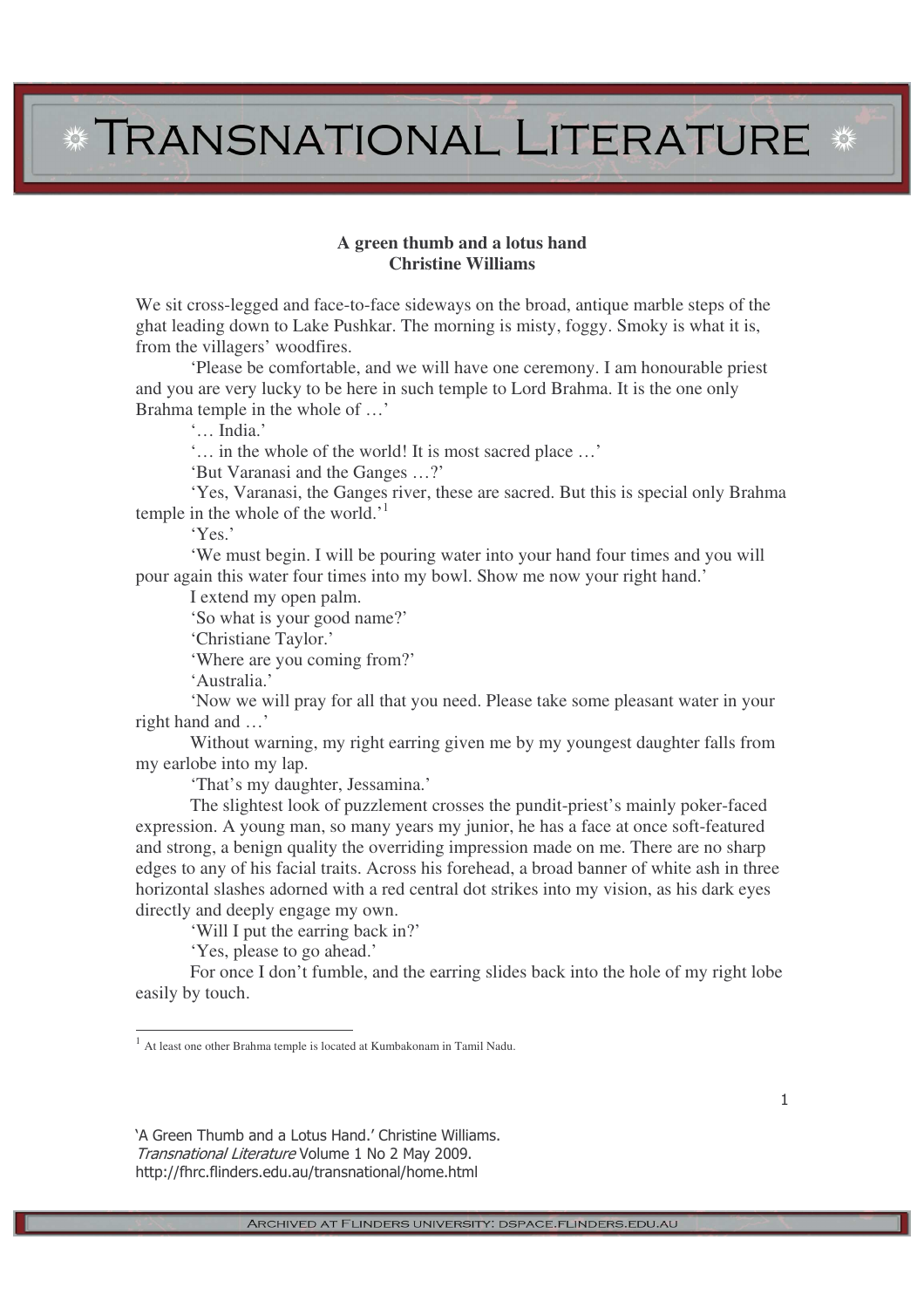# A green thumb and a lotus hand

**Christine Williams**

We sit cross-legged and face-to-face sideways on the broad, antique marble steps of the ghat leading down to Lake Pushkar. The morning is misty, foggy. Smoky is what it is, from the villagers' woodfires.

'Please be comfortable, and we will have one ceremony. I am honourable priest and you are very lucky to be here in such temple to Lord Brahma. It is the one only Brahma temple in the whole of …'

'… India.'

'… in the whole of the world! It is most sacred place …'

'But Varanasi and the Ganges …?'

'Yes, Varanasi, the Ganges river, these are sacred. But this is special only Brahma temple in the whole of the world.'[1]

'Yes.'

'We must begin. I will be pouring water into your hand four times and you will pour again this water four times into my bowl. Show me now your right hand.'

I extend my open palm.

'So what is your good name?'

'Christiane Taylor.'

'Where are you coming from?'

'Australia.'

'Now we will pray for all that you need. Please take some pleasant water in your right hand and …'

Without warning, my right earring given me by my youngest daughter falls from my earlobe into my lap.

'That's my daughter, Jessamina.'

The slightest look of puzzlement crosses the pundit-priest's mainly poker-faced expression. A young man, so many years my junior, he has a face at once soft-featured and strong, a benign quality the overriding impression made on me. There are no sharp edges to any of his facial traits. Across his forehead, a broad banner of white ash in three horizontal slashes adorned with a red central dot strikes into my vision, as his dark eyes directly and deeply engage my own.

'Will I put the earring back in?'

'Yes, please to go ahead.'

For once I don't fumble, and the earring slides back into the hole of my right lobe easily by touch.

---

[1] At least one other Brahma temple is located at Kumbakonam in Tamil Nadu.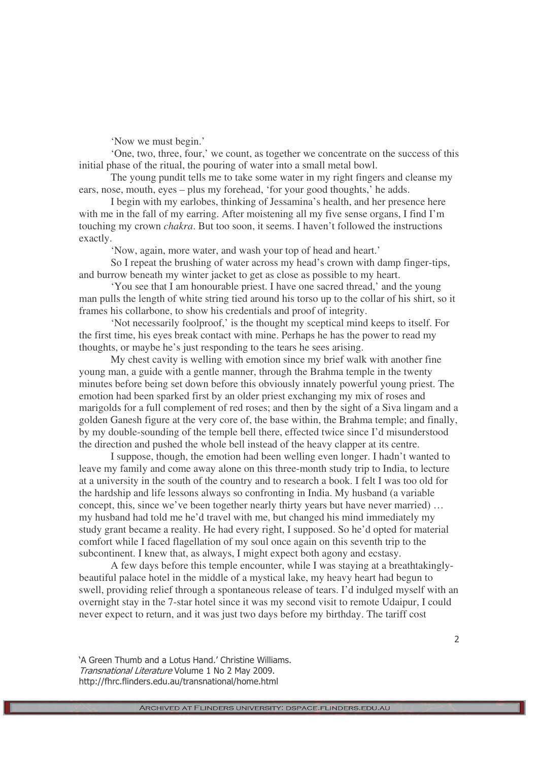'Now we must begin.'

'One, two, three, four,' we count, as together we concentrate on the success of this initial phase of the ritual, the pouring of water into a small metal bowl.

The young pundit tells me to take some water in my right fingers and cleanse my ears, nose, mouth, eyes – plus my forehead, 'for your good thoughts,' he adds.

I begin with my earlobes, thinking of Jessamina's health, and her presence here with me in the fall of my earring. After moistening all my five sense organs, I find I'm touching my crown *chakra*. But too soon, it seems. I haven't followed the instructions exactly.

'Now, again, more water, and wash your top of head and heart.'

So I repeat the brushing of water across my head's crown with damp finger-tips, and burrow beneath my winter jacket to get as close as possible to my heart.

'You see that I am honourable priest. I have one sacred thread,' and the young man pulls the length of white string tied around his torso up to the collar of his shirt, so it frames his collarbone, to show his credentials and proof of integrity.

'Not necessarily foolproof,' is the thought my sceptical mind keeps to itself. For the first time, his eyes break contact with mine. Perhaps he has the power to read my thoughts, or maybe he's just responding to the tears he sees arising.

My chest cavity is welling with emotion since my brief walk with another fine young man, a guide with a gentle manner, through the Brahma temple in the twenty minutes before being set down before this obviously innately powerful young priest. The emotion had been sparked first by an older priest exchanging my mix of roses and marigolds for a full complement of red roses; and then by the sight of a Siva lingam and a golden Ganesh figure at the very core of, the base within, the Brahma temple; and finally, by my double-sounding of the temple bell there, effected twice since I'd misunderstood the direction and pushed the whole bell instead of the heavy clapper at its centre.

I suppose, though, the emotion had been welling even longer. I hadn't wanted to leave my family and come away alone on this three-month study trip to India, to lecture at a university in the south of the country and to research a book. I felt I was too old for the hardship and life lessons always so confronting in India. My husband (a variable concept, this, since we've been together nearly thirty years but have never married) … my husband had told me he'd travel with me, but changed his mind immediately my study grant became a reality. He had every right, I supposed. So he'd opted for material comfort while I faced flagellation of my soul once again on this seventh trip to the subcontinent. I knew that, as always, I might expect both agony and ecstasy.

A few days before this temple encounter, while I was staying at a breathtakingly-beautiful palace hotel in the middle of a mystical lake, my heavy heart had begun to swell, providing relief through a spontaneous release of tears. I'd indulged myself with an overnight stay in the 7-star hotel since it was my second visit to remote Udaipur, I could never expect to return, and it was just two days before my birthday. The tariff cost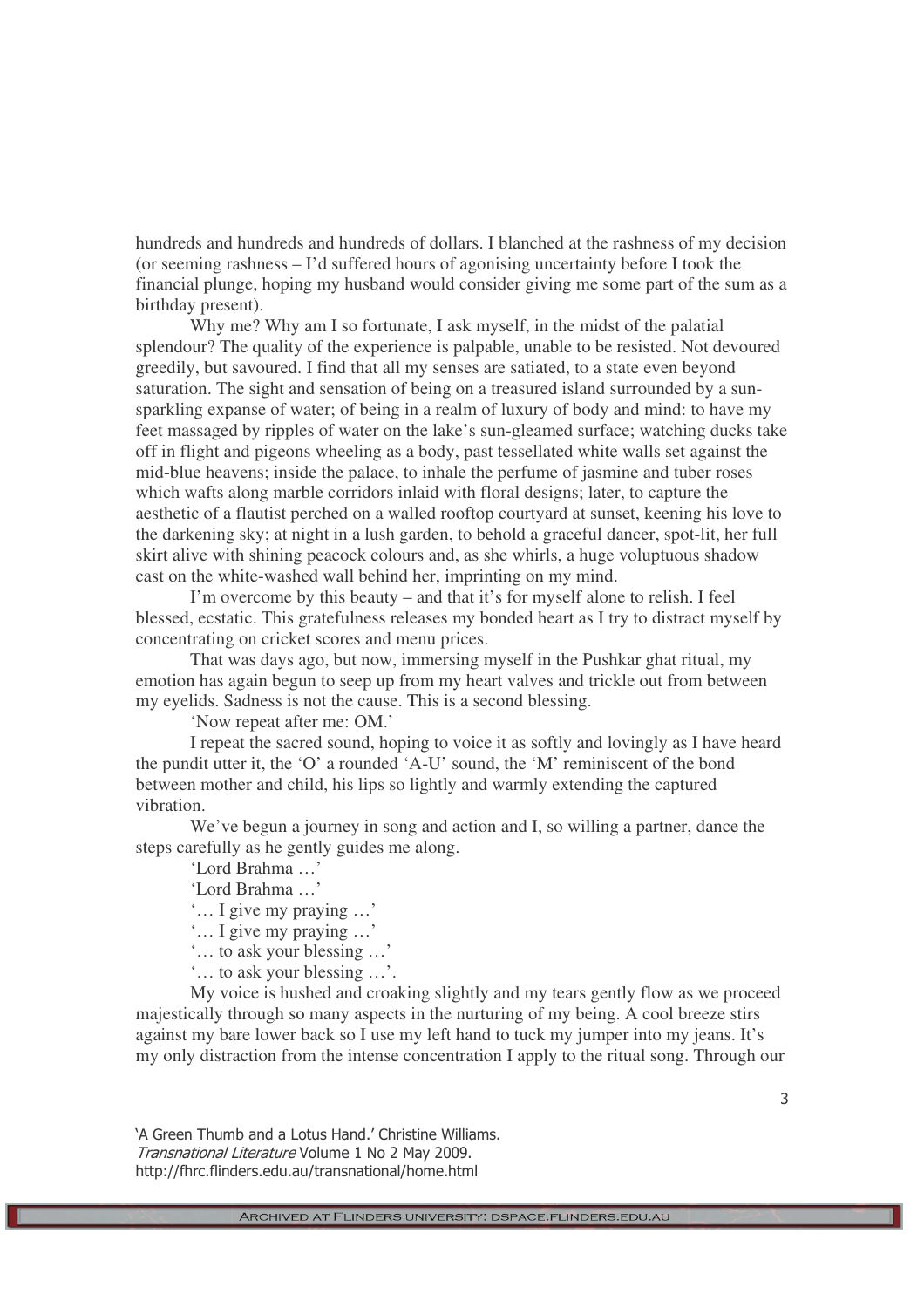hundreds and hundreds and hundreds of dollars. I blanched at the rashness of my decision (or seeming rashness – I'd suffered hours of agonising uncertainty before I took the financial plunge, hoping my husband would consider giving me some part of the sum as a birthday present).

Why me? Why am I so fortunate, I ask myself, in the midst of the palatial splendour? The quality of the experience is palpable, unable to be resisted. Not devoured greedily, but savoured. I find that all my senses are satiated, to a state even beyond saturation. The sight and sensation of being on a treasured island surrounded by a sun-sparkling expanse of water; of being in a realm of luxury of body and mind: to have my feet massaged by ripples of water on the lake's sun-gleamed surface; watching ducks take off in flight and pigeons wheeling as a body, past tessellated white walls set against the mid-blue heavens; inside the palace, to inhale the perfume of jasmine and tuber roses which wafts along marble corridors inlaid with floral designs; later, to capture the aesthetic of a flautist perched on a walled rooftop courtyard at sunset, keening his love to the darkening sky; at night in a lush garden, to behold a graceful dancer, spot-lit, her full skirt alive with shining peacock colours and, as she whirls, a huge voluptuous shadow cast on the white-washed wall behind her, imprinting on my mind.

I'm overcome by this beauty – and that it's for myself alone to relish. I feel blessed, ecstatic. This gratefulness releases my bonded heart as I try to distract myself by concentrating on cricket scores and menu prices.

That was days ago, but now, immersing myself in the Pushkar ghat ritual, my emotion has again begun to seep up from my heart valves and trickle out from between my eyelids. Sadness is not the cause. This is a second blessing.

'Now repeat after me: OM.'

I repeat the sacred sound, hoping to voice it as softly and lovingly as I have heard the pundit utter it, the 'O' a rounded 'A-U' sound, the 'M' reminiscent of the bond between mother and child, his lips so lightly and warmly extending the captured vibration.

We've begun a journey in song and action and I, so willing a partner, dance the steps carefully as he gently guides me along.

'Lord Brahma …'

'Lord Brahma …'

'… I give my praying …'

'… I give my praying …'

'… to ask your blessing …'

'… to ask your blessing …'.

My voice is hushed and croaking slightly and my tears gently flow as we proceed majestically through so many aspects in the nurturing of my being. A cool breeze stirs against my bare lower back so I use my left hand to tuck my jumper into my jeans. It's my only distraction from the intense concentration I apply to the ritual song. Through our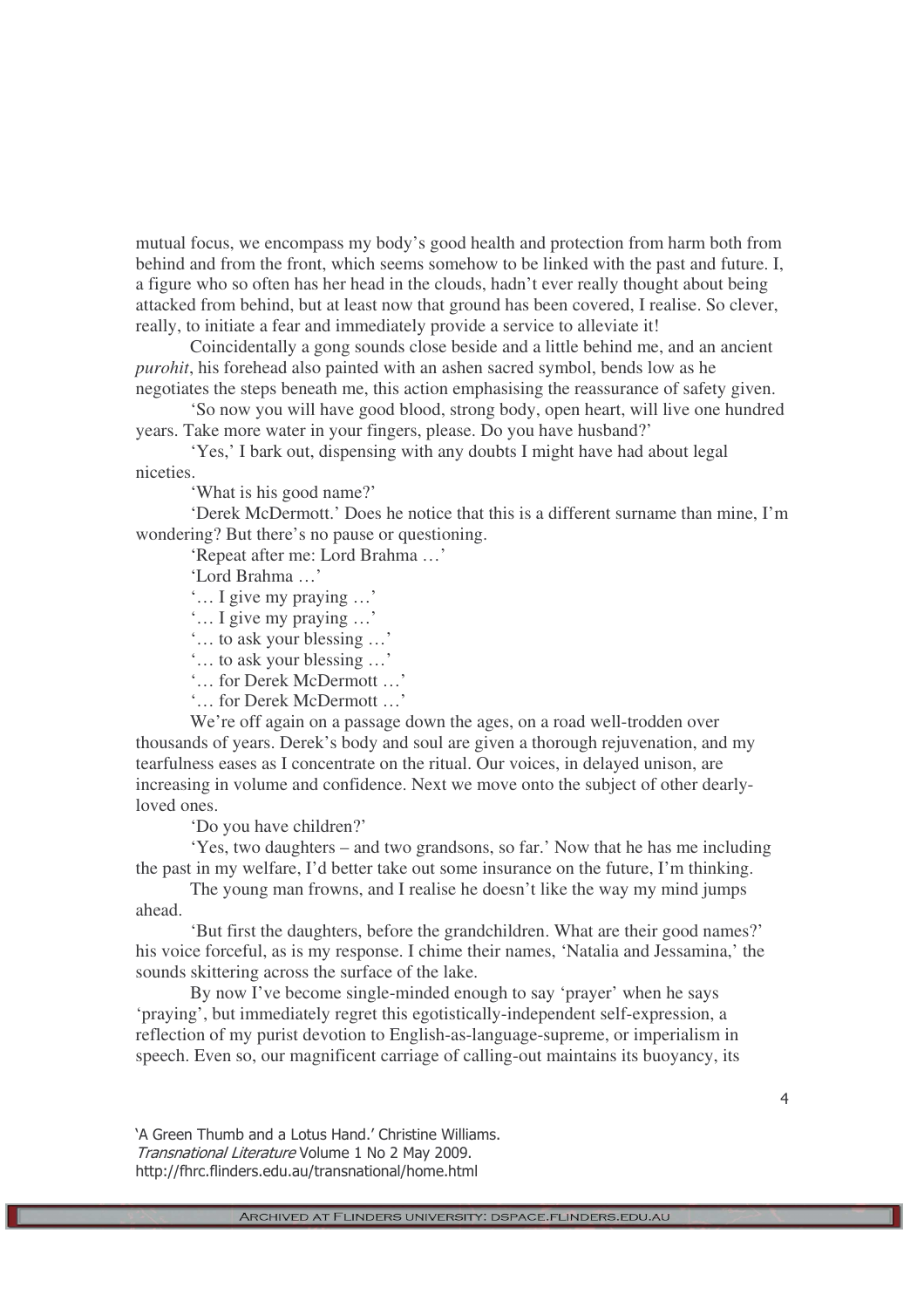mutual focus, we encompass my body's good health and protection from harm both from behind and from the front, which seems somehow to be linked with the past and future. I, a figure who so often has her head in the clouds, hadn't ever really thought about being attacked from behind, but at least now that ground has been covered, I realise. So clever, really, to initiate a fear and immediately provide a service to alleviate it!

Coincidentally a gong sounds close beside and a little behind me, and an ancient *purohit*, his forehead also painted with an ashen sacred symbol, bends low as he negotiates the steps beneath me, this action emphasising the reassurance of safety given.

'So now you will have good blood, strong body, open heart, will live one hundred years. Take more water in your fingers, please. Do you have husband?'

'Yes,' I bark out, dispensing with any doubts I might have had about legal niceties.

'What is his good name?'

'Derek McDermott.' Does he notice that this is a different surname than mine, I'm wondering? But there's no pause or questioning.

'Repeat after me: Lord Brahma …'

'Lord Brahma …'

'… I give my praying …'

'… I give my praying …'

'… to ask your blessing …'

'… to ask your blessing …'

'… for Derek McDermott …'

'… for Derek McDermott …'

We're off again on a passage down the ages, on a road well-trodden over thousands of years. Derek's body and soul are given a thorough rejuvenation, and my tearfulness eases as I concentrate on the ritual. Our voices, in delayed unison, are increasing in volume and confidence. Next we move onto the subject of other dearly-loved ones.

'Do you have children?'

'Yes, two daughters – and two grandsons, so far.' Now that he has me including the past in my welfare, I'd better take out some insurance on the future, I'm thinking.

The young man frowns, and I realise he doesn't like the way my mind jumps ahead.

'But first the daughters, before the grandchildren. What are their good names?' his voice forceful, as is my response. I chime their names, 'Natalia and Jessamina,' the sounds skittering across the surface of the lake.

By now I've become single-minded enough to say 'prayer' when he says 'praying', but immediately regret this egotistically-independent self-expression, a reflection of my purist devotion to English-as-language-supreme, or imperialism in speech. Even so, our magnificent carriage of calling-out maintains its buoyancy, its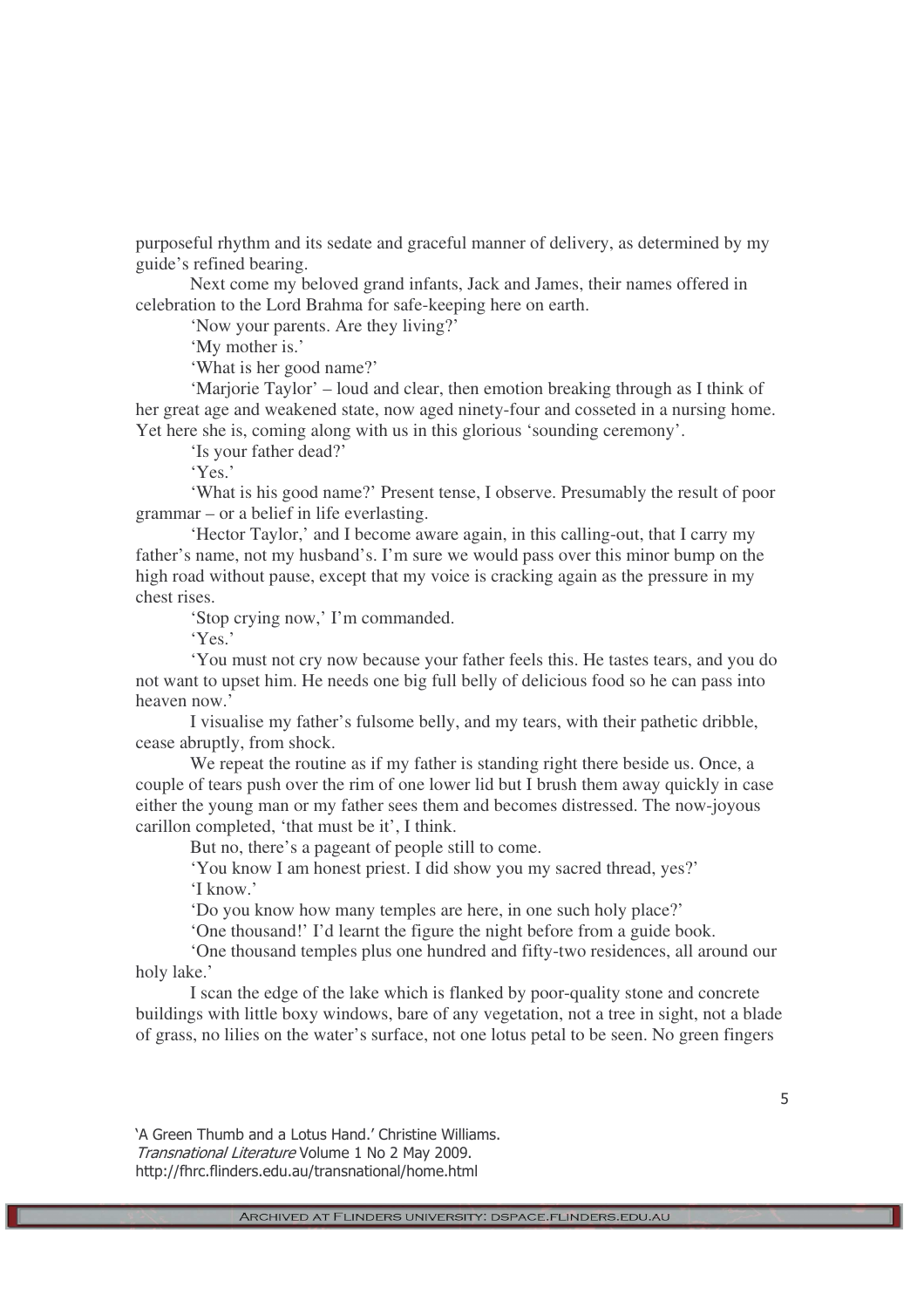purposeful rhythm and its sedate and graceful manner of delivery, as determined by my guide's refined bearing.

Next come my beloved grand infants, Jack and James, their names offered in celebration to the Lord Brahma for safe-keeping here on earth.

'Now your parents. Are they living?'

'My mother is.'

'What is her good name?'

'Marjorie Taylor' – loud and clear, then emotion breaking through as I think of her great age and weakened state, now aged ninety-four and cosseted in a nursing home. Yet here she is, coming along with us in this glorious 'sounding ceremony'.

'Is your father dead?'

'Yes.'

'What is his good name?' Present tense, I observe. Presumably the result of poor grammar – or a belief in life everlasting.

'Hector Taylor,' and I become aware again, in this calling-out, that I carry my father's name, not my husband's. I'm sure we would pass over this minor bump on the high road without pause, except that my voice is cracking again as the pressure in my chest rises.

'Stop crying now,' I'm commanded.

'Yes.'

'You must not cry now because your father feels this. He tastes tears, and you do not want to upset him. He needs one big full belly of delicious food so he can pass into heaven now.'

I visualise my father's fulsome belly, and my tears, with their pathetic dribble, cease abruptly, from shock.

We repeat the routine as if my father is standing right there beside us. Once, a couple of tears push over the rim of one lower lid but I brush them away quickly in case either the young man or my father sees them and becomes distressed. The now-joyous carillon completed, 'that must be it', I think.

But no, there's a pageant of people still to come.

'You know I am honest priest. I did show you my sacred thread, yes?'

'I know.'

'Do you know how many temples are here, in one such holy place?'

'One thousand!' I'd learnt the figure the night before from a guide book.

'One thousand temples plus one hundred and fifty-two residences, all around our holy lake.'

I scan the edge of the lake which is flanked by poor-quality stone and concrete buildings with little boxy windows, bare of any vegetation, not a tree in sight, not a blade of grass, no lilies on the water's surface, not one lotus petal to be seen. No green fingers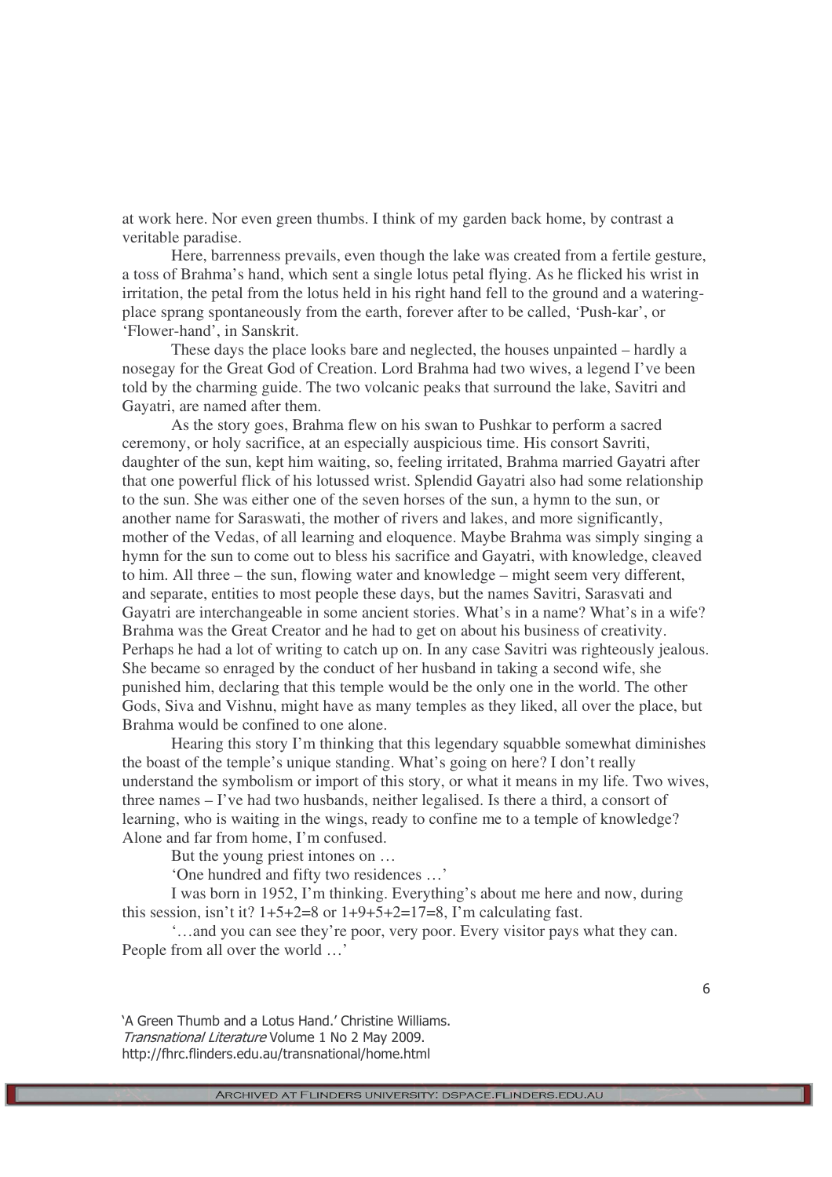at work here. Nor even green thumbs. I think of my garden back home, by contrast a veritable paradise.

Here, barrenness prevails, even though the lake was created from a fertile gesture, a toss of Brahma's hand, which sent a single lotus petal flying. As he flicked his wrist in irritation, the petal from the lotus held in his right hand fell to the ground and a watering-place sprang spontaneously from the earth, forever after to be called, 'Push-kar', or 'Flower-hand', in Sanskrit.

These days the place looks bare and neglected, the houses unpainted – hardly a nosegay for the Great God of Creation. Lord Brahma had two wives, a legend I've been told by the charming guide. The two volcanic peaks that surround the lake, Savitri and Gayatri, are named after them.

As the story goes, Brahma flew on his swan to Pushkar to perform a sacred ceremony, or holy sacrifice, at an especially auspicious time. His consort Savriti, daughter of the sun, kept him waiting, so, feeling irritated, Brahma married Gayatri after that one powerful flick of his lotussed wrist. Splendid Gayatri also had some relationship to the sun. She was either one of the seven horses of the sun, a hymn to the sun, or another name for Saraswati, the mother of rivers and lakes, and more significantly, mother of the Vedas, of all learning and eloquence. Maybe Brahma was simply singing a hymn for the sun to come out to bless his sacrifice and Gayatri, with knowledge, cleaved to him. All three – the sun, flowing water and knowledge – might seem very different, and separate, entities to most people these days, but the names Savitri, Sarasvati and Gayatri are interchangeable in some ancient stories. What's in a name? What's in a wife? Brahma was the Great Creator and he had to get on about his business of creativity. Perhaps he had a lot of writing to catch up on. In any case Savitri was righteously jealous. She became so enraged by the conduct of her husband in taking a second wife, she punished him, declaring that this temple would be the only one in the world. The other Gods, Siva and Vishnu, might have as many temples as they liked, all over the place, but Brahma would be confined to one alone.

Hearing this story I'm thinking that this legendary squabble somewhat diminishes the boast of the temple's unique standing. What's going on here? I don't really understand the symbolism or import of this story, or what it means in my life. Two wives, three names – I've had two husbands, neither legalised. Is there a third, a consort of learning, who is waiting in the wings, ready to confine me to a temple of knowledge? Alone and far from home, I'm confused.

But the young priest intones on …

'One hundred and fifty two residences …'

I was born in 1952, I'm thinking. Everything's about me here and now, during this session, isn't it? 1+5+2=8 or 1+9+5+2=17=8, I'm calculating fast.

'…and you can see they're poor, very poor. Every visitor pays what they can. People from all over the world …'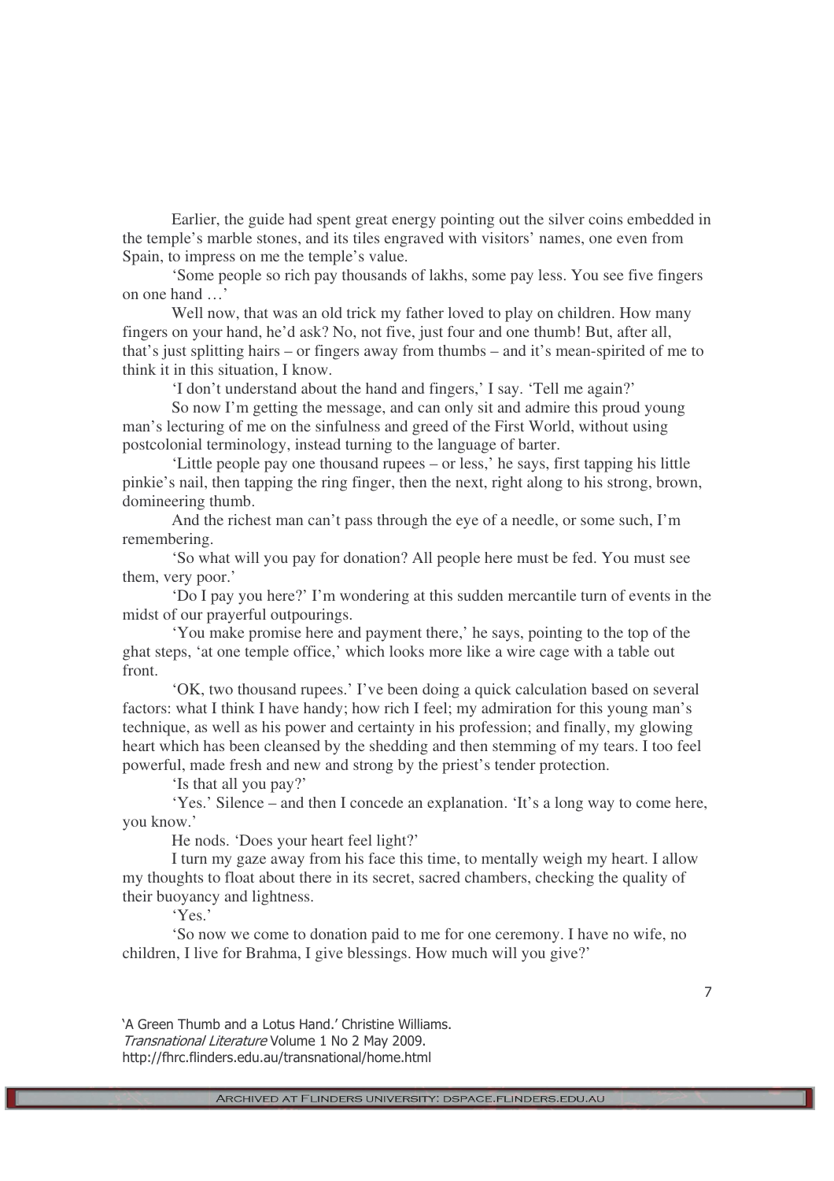Earlier, the guide had spent great energy pointing out the silver coins embedded in the temple's marble stones, and its tiles engraved with visitors' names, one even from Spain, to impress on me the temple's value.

'Some people so rich pay thousands of lakhs, some pay less. You see five fingers on one hand …'

Well now, that was an old trick my father loved to play on children. How many fingers on your hand, he'd ask? No, not five, just four and one thumb! But, after all, that's just splitting hairs – or fingers away from thumbs – and it's mean-spirited of me to think it in this situation, I know.

'I don't understand about the hand and fingers,' I say. 'Tell me again?'

So now I'm getting the message, and can only sit and admire this proud young man's lecturing of me on the sinfulness and greed of the First World, without using postcolonial terminology, instead turning to the language of barter.

'Little people pay one thousand rupees – or less,' he says, first tapping his little pinkie's nail, then tapping the ring finger, then the next, right along to his strong, brown, domineering thumb.

And the richest man can't pass through the eye of a needle, or some such, I'm remembering.

'So what will you pay for donation? All people here must be fed. You must see them, very poor.'

'Do I pay you here?' I'm wondering at this sudden mercantile turn of events in the midst of our prayerful outpourings.

'You make promise here and payment there,' he says, pointing to the top of the ghat steps, 'at one temple office,' which looks more like a wire cage with a table out front.

'OK, two thousand rupees.' I've been doing a quick calculation based on several factors: what I think I have handy; how rich I feel; my admiration for this young man's technique, as well as his power and certainty in his profession; and finally, my glowing heart which has been cleansed by the shedding and then stemming of my tears. I too feel powerful, made fresh and new and strong by the priest's tender protection.

'Is that all you pay?'

'Yes.' Silence – and then I concede an explanation. 'It's a long way to come here, you know.'

He nods. 'Does your heart feel light?'

I turn my gaze away from his face this time, to mentally weigh my heart. I allow my thoughts to float about there in its secret, sacred chambers, checking the quality of their buoyancy and lightness.

'Yes.'

'So now we come to donation paid to me for one ceremony. I have no wife, no children, I live for Brahma, I give blessings. How much will you give?'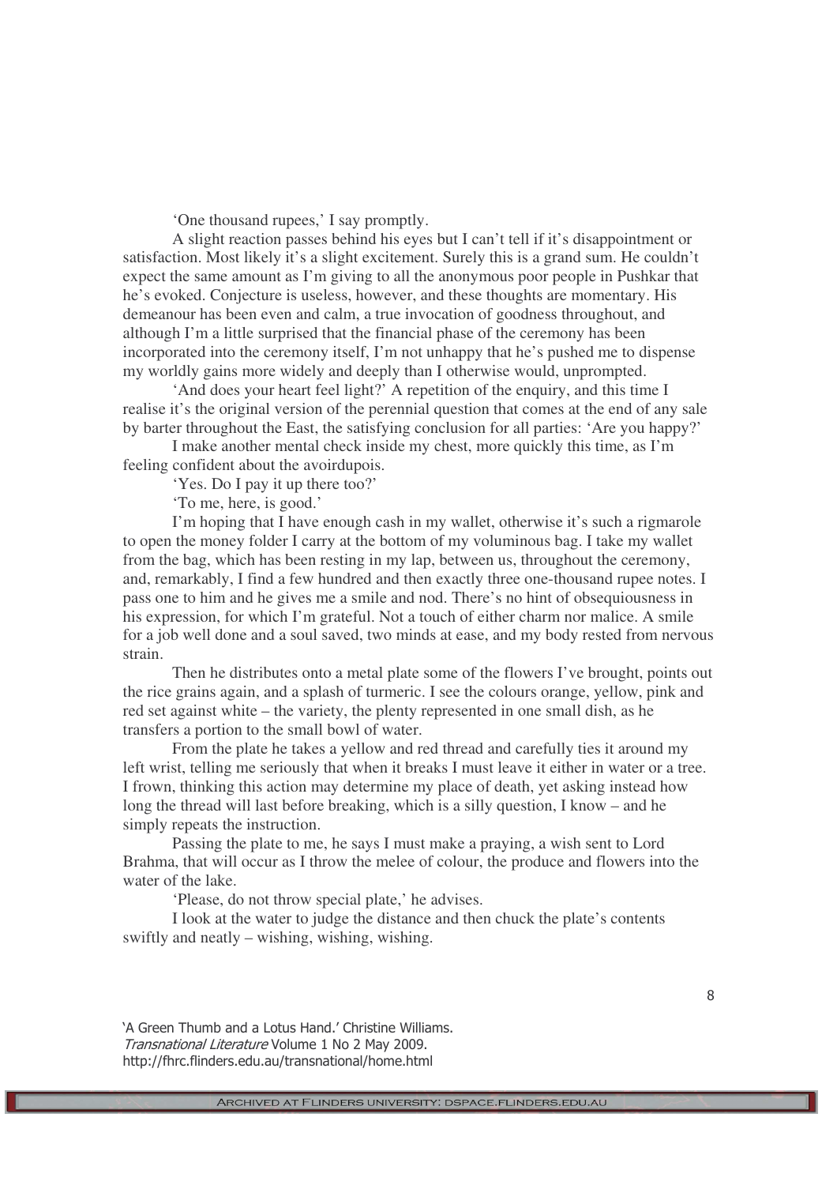'One thousand rupees,' I say promptly.

A slight reaction passes behind his eyes but I can't tell if it's disappointment or satisfaction. Most likely it's a slight excitement. Surely this is a grand sum. He couldn't expect the same amount as I'm giving to all the anonymous poor people in Pushkar that he's evoked. Conjecture is useless, however, and these thoughts are momentary. His demeanour has been even and calm, a true invocation of goodness throughout, and although I'm a little surprised that the financial phase of the ceremony has been incorporated into the ceremony itself, I'm not unhappy that he's pushed me to dispense my worldly gains more widely and deeply than I otherwise would, unprompted.

'And does your heart feel light?' A repetition of the enquiry, and this time I realise it's the original version of the perennial question that comes at the end of any sale by barter throughout the East, the satisfying conclusion for all parties: 'Are you happy?'

I make another mental check inside my chest, more quickly this time, as I'm feeling confident about the avoirdupois.

'Yes. Do I pay it up there too?'

'To me, here, is good.'

I'm hoping that I have enough cash in my wallet, otherwise it's such a rigmarole to open the money folder I carry at the bottom of my voluminous bag. I take my wallet from the bag, which has been resting in my lap, between us, throughout the ceremony, and, remarkably, I find a few hundred and then exactly three one-thousand rupee notes. I pass one to him and he gives me a smile and nod. There's no hint of obsequiousness in his expression, for which I'm grateful. Not a touch of either charm nor malice. A smile for a job well done and a soul saved, two minds at ease, and my body rested from nervous strain.

Then he distributes onto a metal plate some of the flowers I've brought, points out the rice grains again, and a splash of turmeric. I see the colours orange, yellow, pink and red set against white – the variety, the plenty represented in one small dish, as he transfers a portion to the small bowl of water.

From the plate he takes a yellow and red thread and carefully ties it around my left wrist, telling me seriously that when it breaks I must leave it either in water or a tree. I frown, thinking this action may determine my place of death, yet asking instead how long the thread will last before breaking, which is a silly question, I know – and he simply repeats the instruction.

Passing the plate to me, he says I must make a praying, a wish sent to Lord Brahma, that will occur as I throw the melee of colour, the produce and flowers into the water of the lake.

'Please, do not throw special plate,' he advises.

I look at the water to judge the distance and then chuck the plate's contents swiftly and neatly – wishing, wishing, wishing.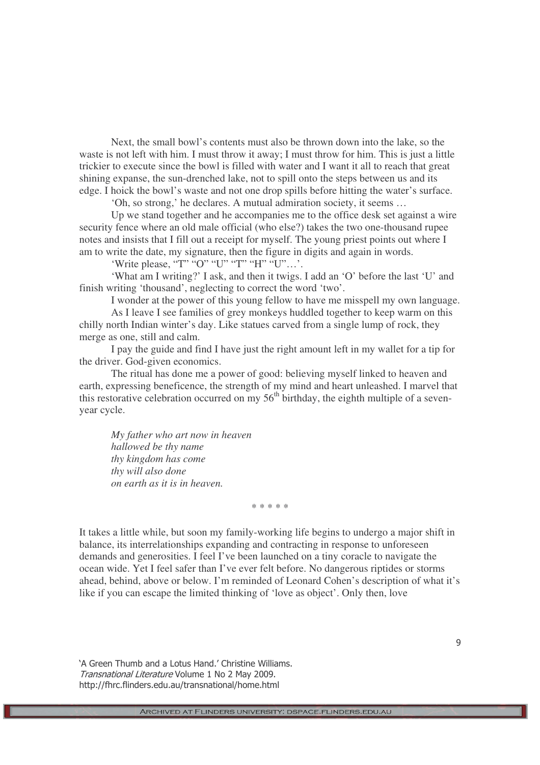Next, the small bowl's contents must also be thrown down into the lake, so the waste is not left with him. I must throw it away; I must throw for him. This is just a little trickier to execute since the bowl is filled with water and I want it all to reach that great shining expanse, the sun-drenched lake, not to spill onto the steps between us and its edge. I hoick the bowl's waste and not one drop spills before hitting the water's surface.

'Oh, so strong,' he declares. A mutual admiration society, it seems …

Up we stand together and he accompanies me to the office desk set against a wire security fence where an old male official (who else?) takes the two one-thousand rupee notes and insists that I fill out a receipt for myself. The young priest points out where I am to write the date, my signature, then the figure in digits and again in words.

'Write please, "T" "O" "U" "T" "H" "U"…'.

'What am I writing?' I ask, and then it twigs. I add an 'O' before the last 'U' and finish writing 'thousand', neglecting to correct the word 'two'.

I wonder at the power of this young fellow to have me misspell my own language.

As I leave I see families of grey monkeys huddled together to keep warm on this chilly north Indian winter's day. Like statues carved from a single lump of rock, they merge as one, still and calm.

I pay the guide and find I have just the right amount left in my wallet for a tip for the driver. God-given economics.

The ritual has done me a power of good: believing myself linked to heaven and earth, expressing beneficence, the strength of my mind and heart unleashed. I marvel that this restorative celebration occurred on my 56th birthday, the eighth multiple of a seven-year cycle.

> *My father who art now in heaven*
> *hallowed be thy name*
> *thy kingdom has come*
> *thy will also done*
> *on earth as it is in heaven.*

\* \* \* \* \*

It takes a little while, but soon my family-working life begins to undergo a major shift in balance, its interrelationships expanding and contracting in response to unforeseen demands and generosities. I feel I've been launched on a tiny coracle to navigate the ocean wide. Yet I feel safer than I've ever felt before. No dangerous riptides or storms ahead, behind, above or below. I'm reminded of Leonard Cohen's description of what it's like if you can escape the limited thinking of 'love as object'. Only then, love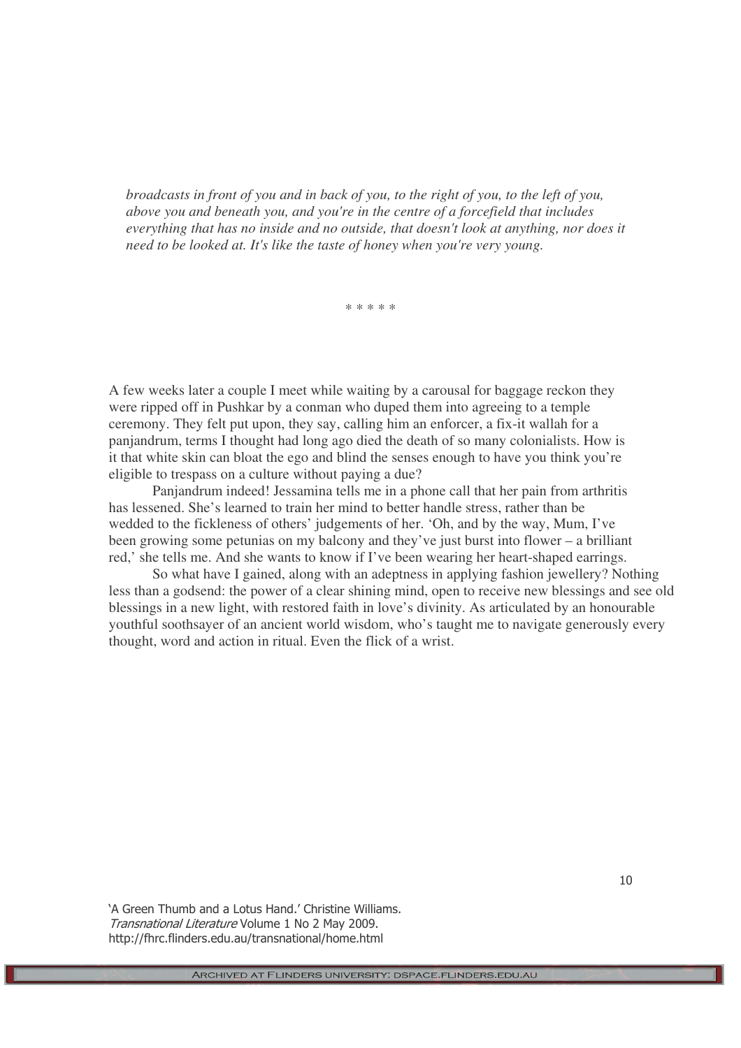*broadcasts in front of you and in back of you, to the right of you, to the left of you, above you and beneath you, and you're in the centre of a forcefield that includes everything that has no inside and no outside, that doesn't look at anything, nor does it need to be looked at. It's like the taste of honey when you're very young.*

\* \* \* \* \*

A few weeks later a couple I meet while waiting by a carousal for baggage reckon they were ripped off in Pushkar by a conman who duped them into agreeing to a temple ceremony. They felt put upon, they say, calling him an enforcer, a fix-it wallah for a panjandrum, terms I thought had long ago died the death of so many colonialists. How is it that white skin can bloat the ego and blind the senses enough to have you think you're eligible to trespass on a culture without paying a due?

Panjandrum indeed! Jessamina tells me in a phone call that her pain from arthritis has lessened. She's learned to train her mind to better handle stress, rather than be wedded to the fickleness of others' judgements of her. 'Oh, and by the way, Mum, I've been growing some petunias on my balcony and they've just burst into flower – a brilliant red,' she tells me. And she wants to know if I've been wearing her heart-shaped earrings.

So what have I gained, along with an adeptness in applying fashion jewellery? Nothing less than a godsend: the power of a clear shining mind, open to receive new blessings and see old blessings in a new light, with restored faith in love's divinity. As articulated by an honourable youthful soothsayer of an ancient world wisdom, who's taught me to navigate generously every thought, word and action in ritual. Even the flick of a wrist.